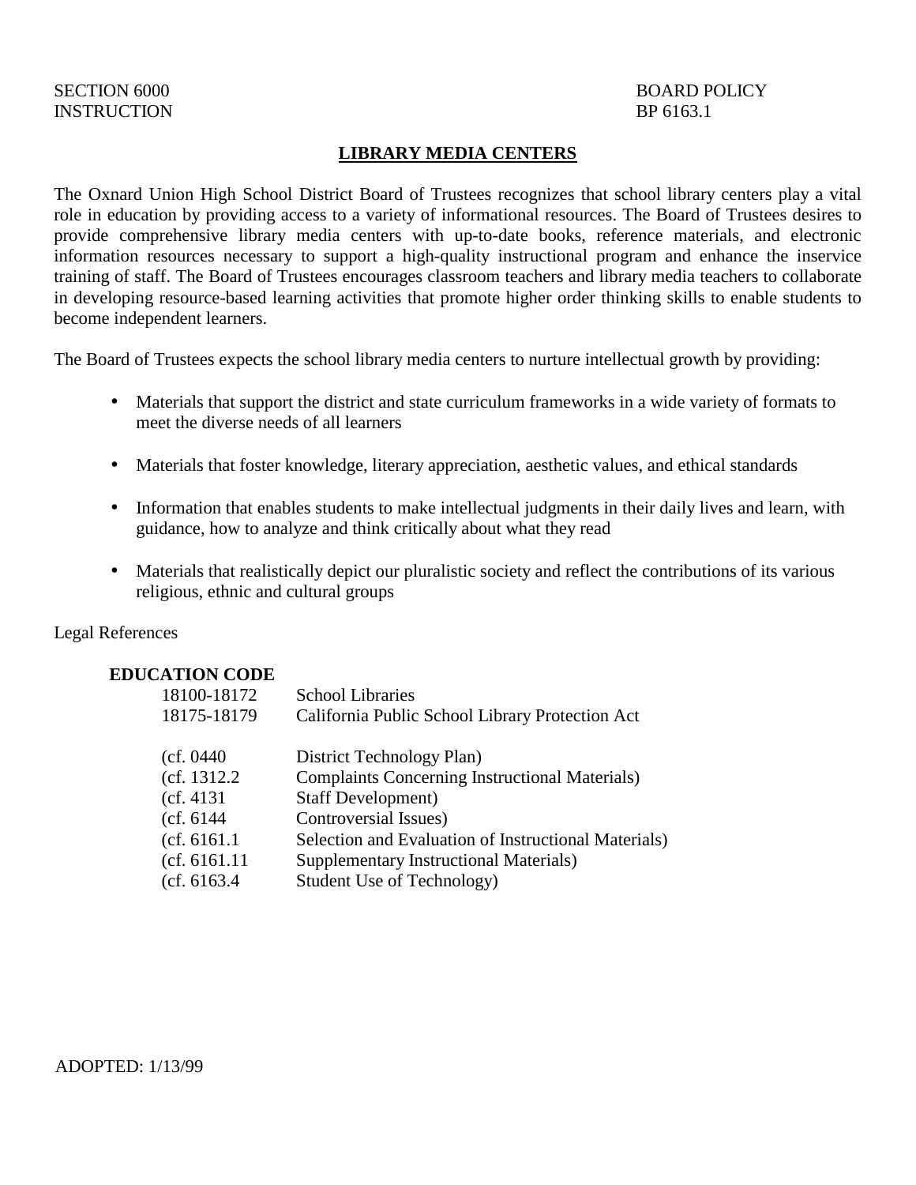SECTION 6000 | BOARD POLICY
INSTRUCTION | BP 6163.1

# LIBRARY MEDIA CENTERS

The Oxnard Union High School District Board of Trustees recognizes that school library centers play a vital role in education by providing access to a variety of informational resources. The Board of Trustees desires to provide comprehensive library media centers with up-to-date books, reference materials, and electronic information resources necessary to support a high-quality instructional program and enhance the inservice training of staff. The Board of Trustees encourages classroom teachers and library media teachers to collaborate in developing resource-based learning activities that promote higher order thinking skills to enable students to become independent learners.

The Board of Trustees expects the school library media centers to nurture intellectual growth by providing:

- Materials that support the district and state curriculum frameworks in a wide variety of formats to meet the diverse needs of all learners
- Materials that foster knowledge, literary appreciation, aesthetic values, and ethical standards
- Information that enables students to make intellectual judgments in their daily lives and learn, with guidance, how to analyze and think critically about what they read
- Materials that realistically depict our pluralistic society and reflect the contributions of its various religious, ethnic and cultural groups

Legal References

**EDUCATION CODE**

| | |
|---|---|
| 18100-18172 | School Libraries |
| 18175-18179 | California Public School Library Protection Act |
| | |
| (cf. 0440 | District Technology Plan) |
| (cf. 1312.2 | Complaints Concerning Instructional Materials) |
| (cf. 4131 | Staff Development) |
| (cf. 6144 | Controversial Issues) |
| (cf. 6161.1 | Selection and Evaluation of Instructional Materials) |
| (cf. 6161.11 | Supplementary Instructional Materials) |
| (cf. 6163.4 | Student Use of Technology) |

ADOPTED: 1/13/99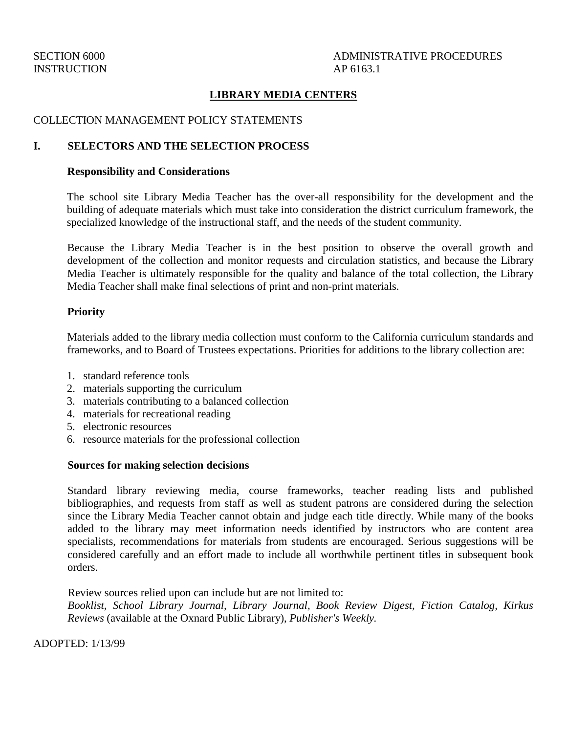SECTION 6000
INSTRUCTION

ADMINISTRATIVE PROCEDURES
AP 6163.1

# LIBRARY MEDIA CENTERS

COLLECTION MANAGEMENT POLICY STATEMENTS

## I. SELECTORS AND THE SELECTION PROCESS

### Responsibility and Considerations

The school site Library Media Teacher has the over-all responsibility for the development and the building of adequate materials which must take into consideration the district curriculum framework, the specialized knowledge of the instructional staff, and the needs of the student community.

Because the Library Media Teacher is in the best position to observe the overall growth and development of the collection and monitor requests and circulation statistics, and because the Library Media Teacher is ultimately responsible for the quality and balance of the total collection, the Library Media Teacher shall make final selections of print and non-print materials.

### Priority

Materials added to the library media collection must conform to the California curriculum standards and frameworks, and to Board of Trustees expectations. Priorities for additions to the library collection are:

1. standard reference tools
2. materials supporting the curriculum
3. materials contributing to a balanced collection
4. materials for recreational reading
5. electronic resources
6. resource materials for the professional collection

### Sources for making selection decisions

Standard library reviewing media, course frameworks, teacher reading lists and published bibliographies, and requests from staff as well as student patrons are considered during the selection since the Library Media Teacher cannot obtain and judge each title directly. While many of the books added to the library may meet information needs identified by instructors who are content area specialists, recommendations for materials from students are encouraged. Serious suggestions will be considered carefully and an effort made to include all worthwhile pertinent titles in subsequent book orders.

Review sources relied upon can include but are not limited to:
*Booklist, School Library Journal, Library Journal, Book Review Digest, Fiction Catalog, Kirkus Reviews* (available at the Oxnard Public Library), *Publisher's Weekly.*

ADOPTED: 1/13/99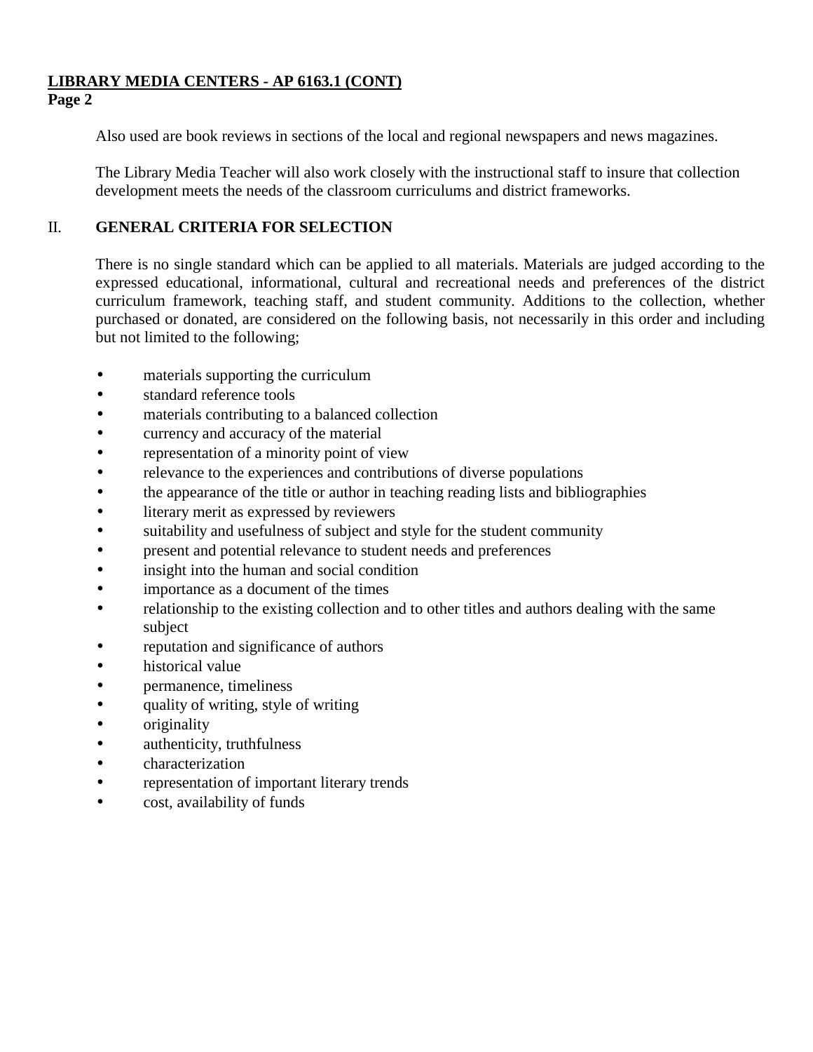Also used are book reviews in sections of the local and regional newspapers and news magazines.

The Library Media Teacher will also work closely with the instructional staff to insure that collection development meets the needs of the classroom curriculums and district frameworks.

## II. GENERAL CRITERIA FOR SELECTION

There is no single standard which can be applied to all materials. Materials are judged according to the expressed educational, informational, cultural and recreational needs and preferences of the district curriculum framework, teaching staff, and student community. Additions to the collection, whether purchased or donated, are considered on the following basis, not necessarily in this order and including but not limited to the following;

- materials supporting the curriculum
- standard reference tools
- materials contributing to a balanced collection
- currency and accuracy of the material
- representation of a minority point of view
- relevance to the experiences and contributions of diverse populations
- the appearance of the title or author in teaching reading lists and bibliographies
- literary merit as expressed by reviewers
- suitability and usefulness of subject and style for the student community
- present and potential relevance to student needs and preferences
- insight into the human and social condition
- importance as a document of the times
- relationship to the existing collection and to other titles and authors dealing with the same subject
- reputation and significance of authors
- historical value
- permanence, timeliness
- quality of writing, style of writing
- originality
- authenticity, truthfulness
- characterization
- representation of important literary trends
- cost, availability of funds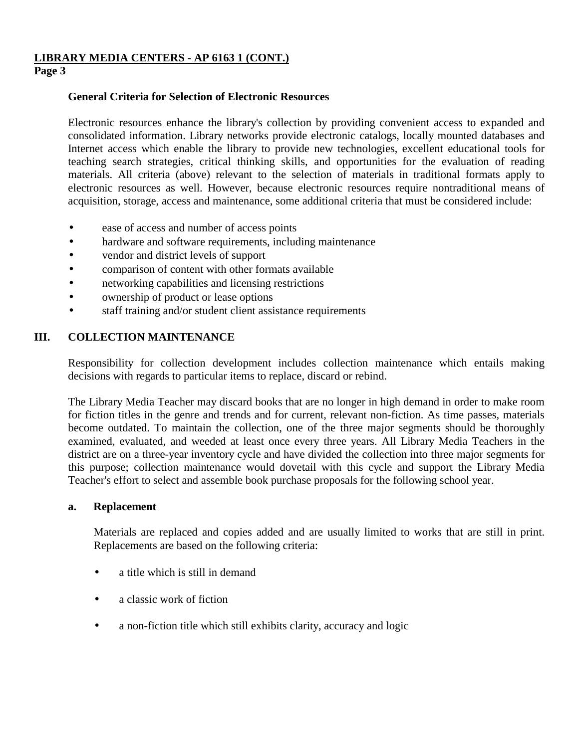**General Criteria for Selection of Electronic Resources**

Electronic resources enhance the library's collection by providing convenient access to expanded and consolidated information. Library networks provide electronic catalogs, locally mounted databases and Internet access which enable the library to provide new technologies, excellent educational tools for teaching search strategies, critical thinking skills, and opportunities for the evaluation of reading materials. All criteria (above) relevant to the selection of materials in traditional formats apply to electronic resources as well. However, because electronic resources require nontraditional means of acquisition, storage, access and maintenance, some additional criteria that must be considered include:

- ease of access and number of access points
- hardware and software requirements, including maintenance
- vendor and district levels of support
- comparison of content with other formats available
- networking capabilities and licensing restrictions
- ownership of product or lease options
- staff training and/or student client assistance requirements

## III. COLLECTION MAINTENANCE

Responsibility for collection development includes collection maintenance which entails making decisions with regards to particular items to replace, discard or rebind.

The Library Media Teacher may discard books that are no longer in high demand in order to make room for fiction titles in the genre and trends and for current, relevant non-fiction. As time passes, materials become outdated. To maintain the collection, one of the three major segments should be thoroughly examined, evaluated, and weeded at least once every three years. All Library Media Teachers in the district are on a three-year inventory cycle and have divided the collection into three major segments for this purpose; collection maintenance would dovetail with this cycle and support the Library Media Teacher's effort to select and assemble book purchase proposals for the following school year.

**a. Replacement**

Materials are replaced and copies added and are usually limited to works that are still in print. Replacements are based on the following criteria:

- a title which is still in demand
- a classic work of fiction
- a non-fiction title which still exhibits clarity, accuracy and logic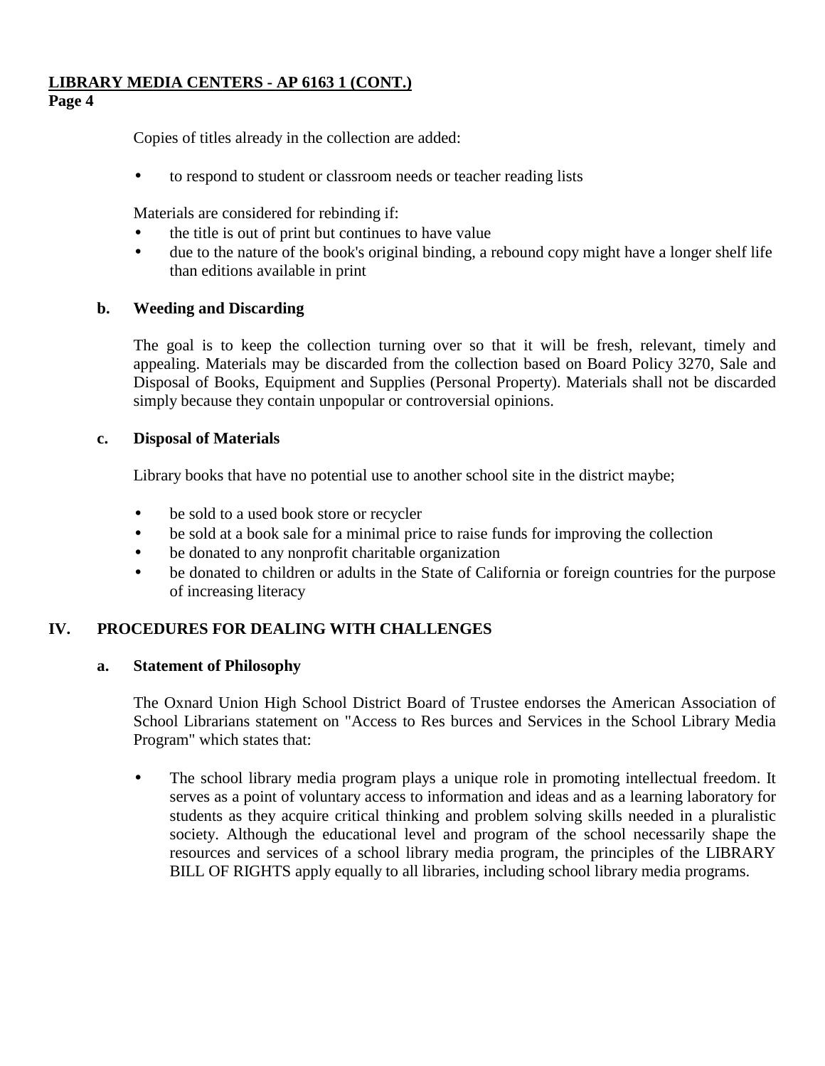Copies of titles already in the collection are added:

- to respond to student or classroom needs or teacher reading lists

Materials are considered for rebinding if:

- the title is out of print but continues to have value
- due to the nature of the book's original binding, a rebound copy might have a longer shelf life than editions available in print

**b. Weeding and Discarding**

The goal is to keep the collection turning over so that it will be fresh, relevant, timely and appealing. Materials may be discarded from the collection based on Board Policy 3270, Sale and Disposal of Books, Equipment and Supplies (Personal Property). Materials shall not be discarded simply because they contain unpopular or controversial opinions.

**c. Disposal of Materials**

Library books that have no potential use to another school site in the district maybe;

- be sold to a used book store or recycler
- be sold at a book sale for a minimal price to raise funds for improving the collection
- be donated to any nonprofit charitable organization
- be donated to children or adults in the State of California or foreign countries for the purpose of increasing literacy

## IV. PROCEDURES FOR DEALING WITH CHALLENGES

**a. Statement of Philosophy**

The Oxnard Union High School District Board of Trustee endorses the American Association of School Librarians statement on "Access to Res burces and Services in the School Library Media Program" which states that:

- The school library media program plays a unique role in promoting intellectual freedom. It serves as a point of voluntary access to information and ideas and as a learning laboratory for students as they acquire critical thinking and problem solving skills needed in a pluralistic society. Although the educational level and program of the school necessarily shape the resources and services of a school library media program, the principles of the LIBRARY BILL OF RIGHTS apply equally to all libraries, including school library media programs.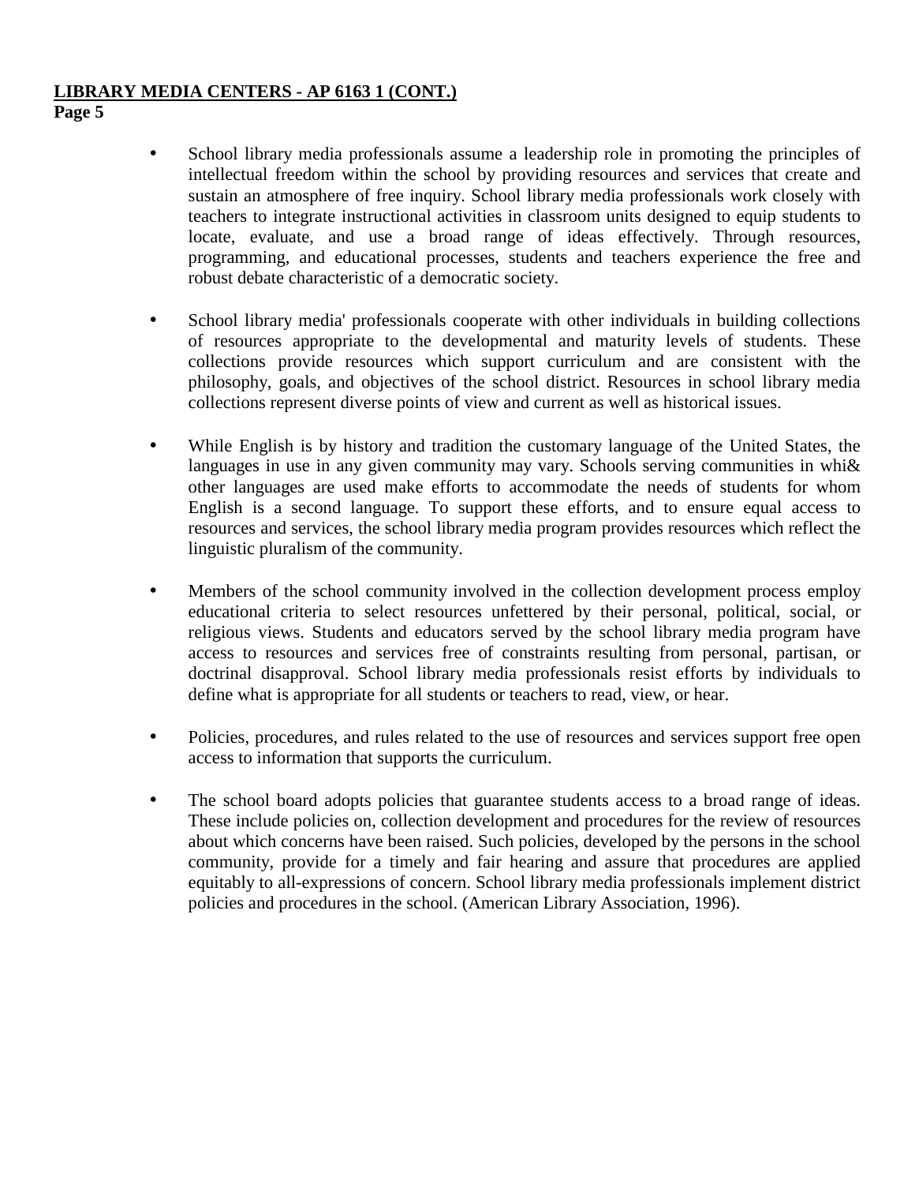**LIBRARY MEDIA CENTERS - AP 6163 1 (CONT.)**
**Page 5**

- School library media professionals assume a leadership role in promoting the principles of intellectual freedom within the school by providing resources and services that create and sustain an atmosphere of free inquiry. School library media professionals work closely with teachers to integrate instructional activities in classroom units designed to equip students to locate, evaluate, and use a broad range of ideas effectively. Through resources, programming, and educational processes, students and teachers experience the free and robust debate characteristic of a democratic society.

- School library media' professionals cooperate with other individuals in building collections of resources appropriate to the developmental and maturity levels of students. These collections provide resources which support curriculum and are consistent with the philosophy, goals, and objectives of the school district. Resources in school library media collections represent diverse points of view and current as well as historical issues.

- While English is by history and tradition the customary language of the United States, the languages in use in any given community may vary. Schools serving communities in whi& other languages are used make efforts to accommodate the needs of students for whom English is a second language. To support these efforts, and to ensure equal access to resources and services, the school library media program provides resources which reflect the linguistic pluralism of the community.

- Members of the school community involved in the collection development process employ educational criteria to select resources unfettered by their personal, political, social, or religious views. Students and educators served by the school library media program have access to resources and services free of constraints resulting from personal, partisan, or doctrinal disapproval. School library media professionals resist efforts by individuals to define what is appropriate for all students or teachers to read, view, or hear.

- Policies, procedures, and rules related to the use of resources and services support free open access to information that supports the curriculum.

- The school board adopts policies that guarantee students access to a broad range of ideas. These include policies on, collection development and procedures for the review of resources about which concerns have been raised. Such policies, developed by the persons in the school community, provide for a timely and fair hearing and assure that procedures are applied equitably to all-expressions of concern. School library media professionals implement district policies and procedures in the school. (American Library Association, 1996).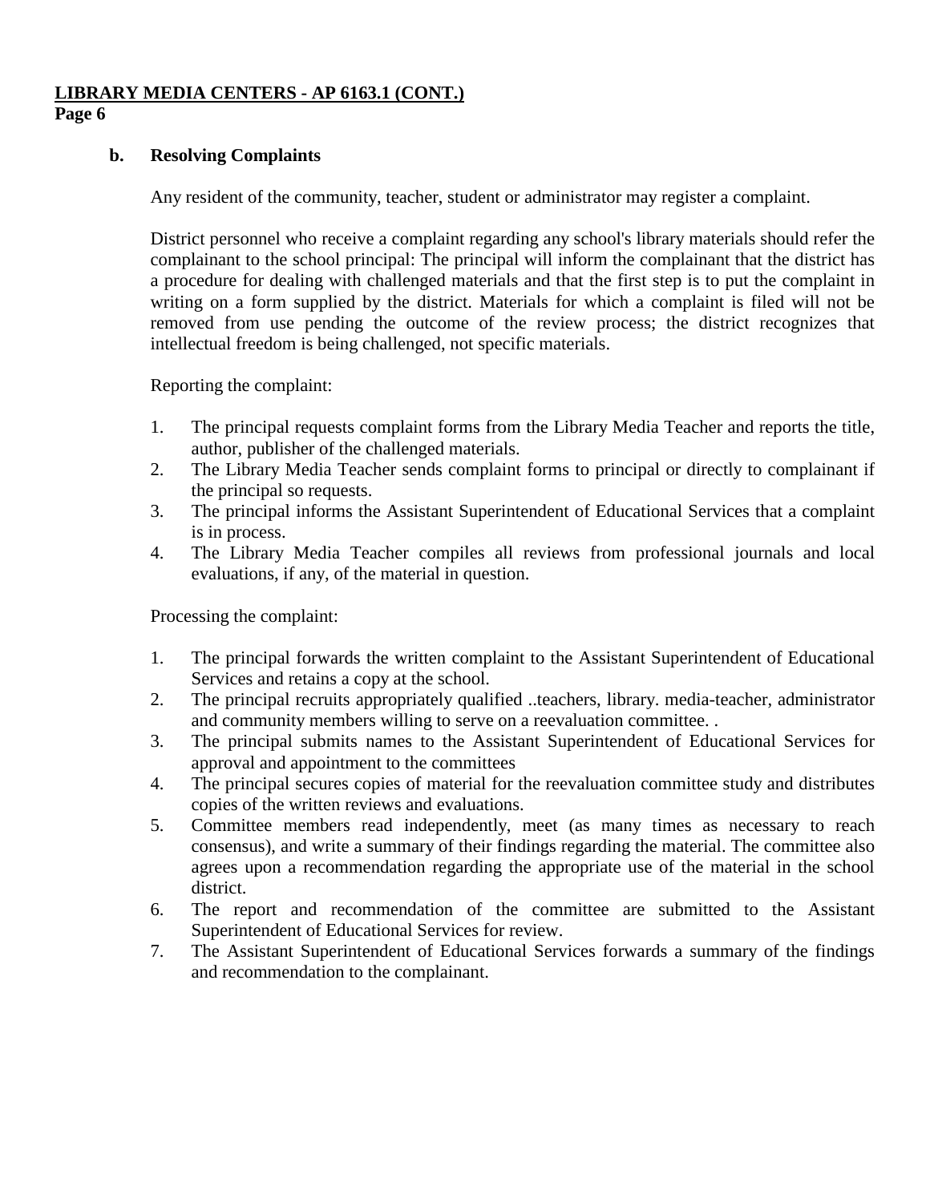**b. Resolving Complaints**

Any resident of the community, teacher, student or administrator may register a complaint.

District personnel who receive a complaint regarding any school's library materials should refer the complainant to the school principal: The principal will inform the complainant that the district has a procedure for dealing with challenged materials and that the first step is to put the complaint in writing on a form supplied by the district. Materials for which a complaint is filed will not be removed from use pending the outcome of the review process; the district recognizes that intellectual freedom is being challenged, not specific materials.

Reporting the complaint:

1. The principal requests complaint forms from the Library Media Teacher and reports the title, author, publisher of the challenged materials.
2. The Library Media Teacher sends complaint forms to principal or directly to complainant if the principal so requests.
3. The principal informs the Assistant Superintendent of Educational Services that a complaint is in process.
4. The Library Media Teacher compiles all reviews from professional journals and local evaluations, if any, of the material in question.

Processing the complaint:

1. The principal forwards the written complaint to the Assistant Superintendent of Educational Services and retains a copy at the school.
2. The principal recruits appropriately qualified ..teachers, library. media-teacher, administrator and community members willing to serve on a reevaluation committee. .
3. The principal submits names to the Assistant Superintendent of Educational Services for approval and appointment to the committees
4. The principal secures copies of material for the reevaluation committee study and distributes copies of the written reviews and evaluations.
5. Committee members read independently, meet (as many times as necessary to reach consensus), and write a summary of their findings regarding the material. The committee also agrees upon a recommendation regarding the appropriate use of the material in the school district.
6. The report and recommendation of the committee are submitted to the Assistant Superintendent of Educational Services for review.
7. The Assistant Superintendent of Educational Services forwards a summary of the findings and recommendation to the complainant.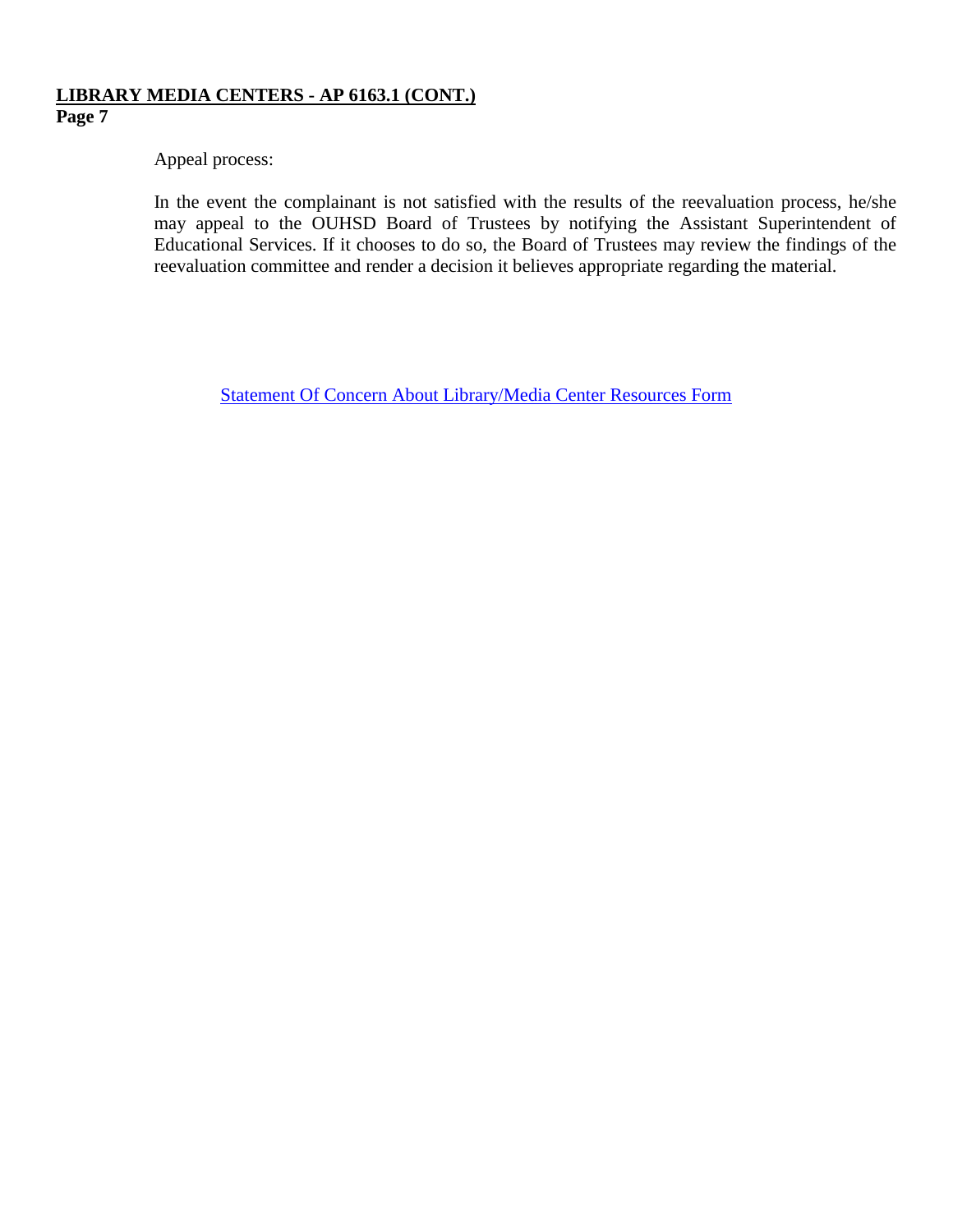Appeal process:

In the event the complainant is not satisfied with the results of the reevaluation process, he/she may appeal to the OUHSD Board of Trustees by notifying the Assistant Superintendent of Educational Services. If it chooses to do so, the Board of Trustees may review the findings of the reevaluation committee and render a decision it believes appropriate regarding the material.

Statement Of Concern About Library/Media Center Resources Form